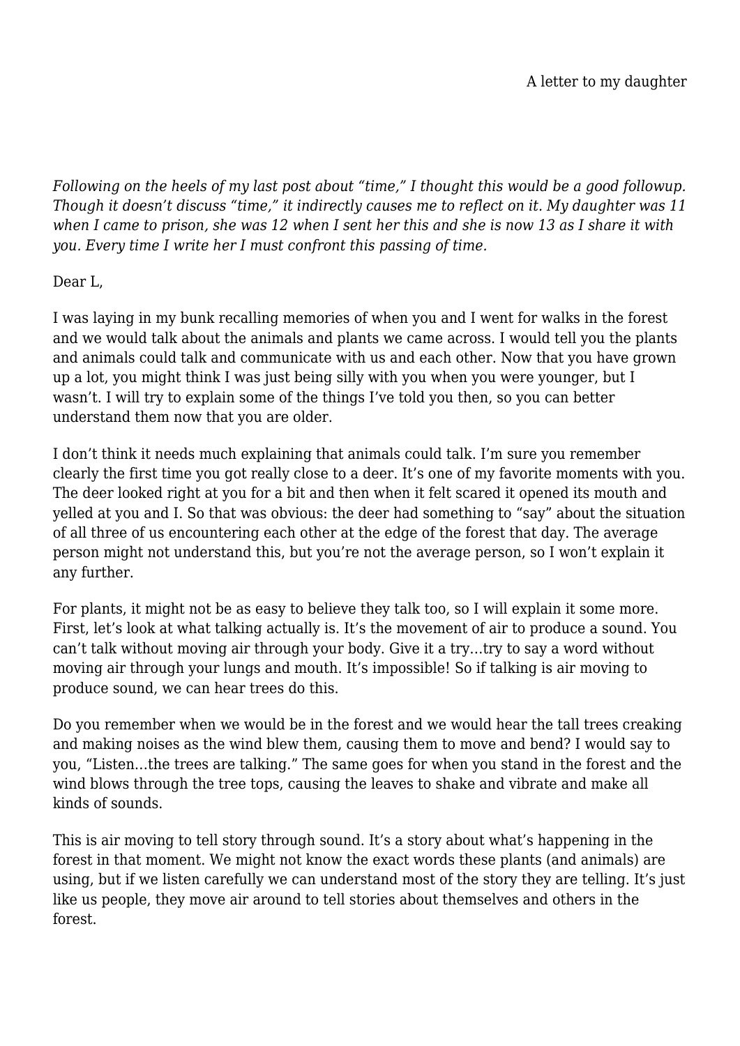A letter to my daughter

*Following on the heels of my last post about "time," I thought this would be a good followup. Though it doesn't discuss "time," it indirectly causes me to reflect on it. My daughter was 11 when I came to prison, she was 12 when I sent her this and she is now 13 as I share it with you. Every time I write her I must confront this passing of time.*

Dear L,

I was laying in my bunk recalling memories of when you and I went for walks in the forest and we would talk about the animals and plants we came across. I would tell you the plants and animals could talk and communicate with us and each other. Now that you have grown up a lot, you might think I was just being silly with you when you were younger, but I wasn't. I will try to explain some of the things I've told you then, so you can better understand them now that you are older.

I don't think it needs much explaining that animals could talk. I'm sure you remember clearly the first time you got really close to a deer. It's one of my favorite moments with you. The deer looked right at you for a bit and then when it felt scared it opened its mouth and yelled at you and I. So that was obvious: the deer had something to "say" about the situation of all three of us encountering each other at the edge of the forest that day. The average person might not understand this, but you're not the average person, so I won't explain it any further.

For plants, it might not be as easy to believe they talk too, so I will explain it some more. First, let's look at what talking actually is. It's the movement of air to produce a sound. You can't talk without moving air through your body. Give it a try…try to say a word without moving air through your lungs and mouth. It's impossible! So if talking is air moving to produce sound, we can hear trees do this.

Do you remember when we would be in the forest and we would hear the tall trees creaking and making noises as the wind blew them, causing them to move and bend? I would say to you, "Listen…the trees are talking." The same goes for when you stand in the forest and the wind blows through the tree tops, causing the leaves to shake and vibrate and make all kinds of sounds.

This is air moving to tell story through sound. It's a story about what's happening in the forest in that moment. We might not know the exact words these plants (and animals) are using, but if we listen carefully we can understand most of the story they are telling. It's just like us people, they move air around to tell stories about themselves and others in the forest.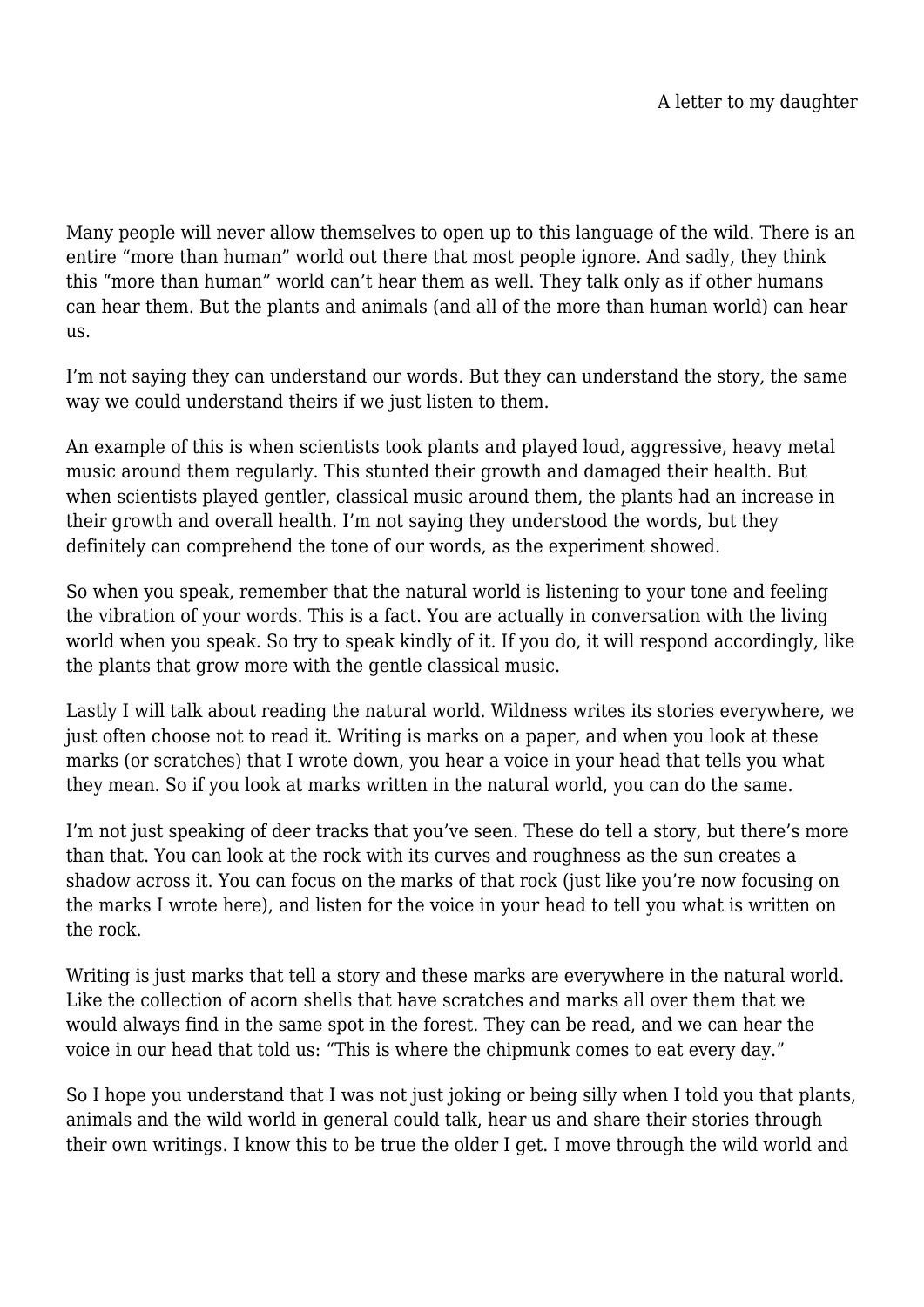Many people will never allow themselves to open up to this language of the wild. There is an entire “more than human” world out there that most people ignore. And sadly, they think this “more than human” world can’t hear them as well. They talk only as if other humans can hear them. But the plants and animals (and all of the more than human world) can hear us.

I’m not saying they can understand our words. But they can understand the story, the same way we could understand theirs if we just listen to them.

An example of this is when scientists took plants and played loud, aggressive, heavy metal music around them regularly. This stunted their growth and damaged their health. But when scientists played gentler, classical music around them, the plants had an increase in their growth and overall health. I’m not saying they understood the words, but they definitely can comprehend the tone of our words, as the experiment showed.

So when you speak, remember that the natural world is listening to your tone and feeling the vibration of your words. This is a fact. You are actually in conversation with the living world when you speak. So try to speak kindly of it. If you do, it will respond accordingly, like the plants that grow more with the gentle classical music.

Lastly I will talk about reading the natural world. Wildness writes its stories everywhere, we just often choose not to read it. Writing is marks on a paper, and when you look at these marks (or scratches) that I wrote down, you hear a voice in your head that tells you what they mean. So if you look at marks written in the natural world, you can do the same.

I’m not just speaking of deer tracks that you’ve seen. These do tell a story, but there’s more than that. You can look at the rock with its curves and roughness as the sun creates a shadow across it. You can focus on the marks of that rock (just like you’re now focusing on the marks I wrote here), and listen for the voice in your head to tell you what is written on the rock.

Writing is just marks that tell a story and these marks are everywhere in the natural world. Like the collection of acorn shells that have scratches and marks all over them that we would always find in the same spot in the forest. They can be read, and we can hear the voice in our head that told us: “This is where the chipmunk comes to eat every day.”

So I hope you understand that I was not just joking or being silly when I told you that plants, animals and the wild world in general could talk, hear us and share their stories through their own writings. I know this to be true the older I get. I move through the wild world and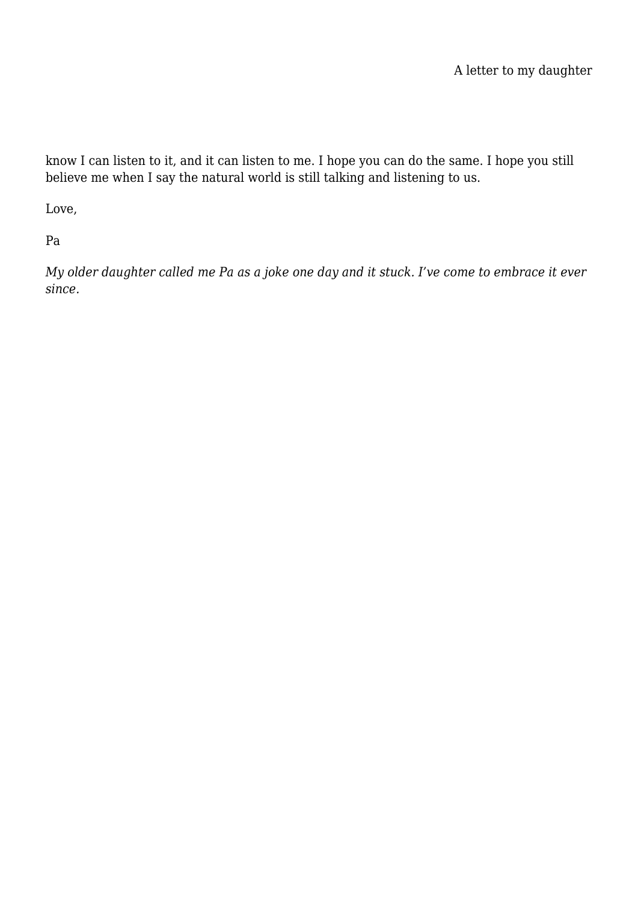know I can listen to it, and it can listen to me. I hope you can do the same. I hope you still believe me when I say the natural world is still talking and listening to us.

Love,

Pa

*My older daughter called me Pa as a joke one day and it stuck. I've come to embrace it ever since.*